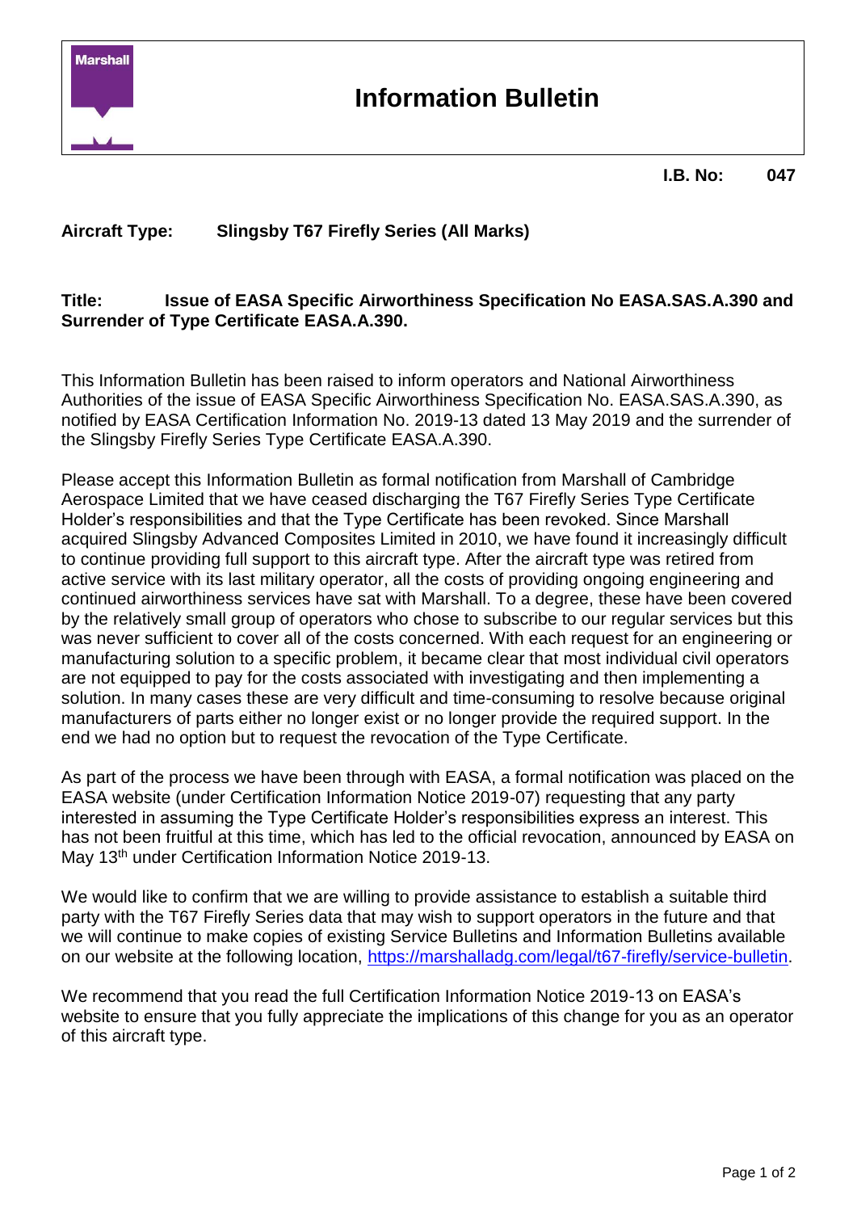# Information Bulletin

**I.B. No: 047**

**Aircraft Type: Slingsby T67 Firefly Series (All Marks)**

**Title: Issue of EASA Specific Airworthiness Specification No EASA.SAS.A.390 and Surrender of Type Certificate EASA.A.390.**

This Information Bulletin has been raised to inform operators and National Airworthiness Authorities of the issue of EASA Specific Airworthiness Specification No. EASA.SAS.A.390, as notified by EASA Certification Information No. 2019-13 dated 13 May 2019 and the surrender of the Slingsby Firefly Series Type Certificate EASA.A.390.

Please accept this Information Bulletin as formal notification from Marshall of Cambridge Aerospace Limited that we have ceased discharging the T67 Firefly Series Type Certificate Holder's responsibilities and that the Type Certificate has been revoked. Since Marshall acquired Slingsby Advanced Composites Limited in 2010, we have found it increasingly difficult to continue providing full support to this aircraft type. After the aircraft type was retired from active service with its last military operator, all the costs of providing ongoing engineering and continued airworthiness services have sat with Marshall. To a degree, these have been covered by the relatively small group of operators who chose to subscribe to our regular services but this was never sufficient to cover all of the costs concerned. With each request for an engineering or manufacturing solution to a specific problem, it became clear that most individual civil operators are not equipped to pay for the costs associated with investigating and then implementing a solution. In many cases these are very difficult and time-consuming to resolve because original manufacturers of parts either no longer exist or no longer provide the required support. In the end we had no option but to request the revocation of the Type Certificate.

As part of the process we have been through with EASA, a formal notification was placed on the EASA website (under Certification Information Notice 2019-07) requesting that any party interested in assuming the Type Certificate Holder's responsibilities express an interest. This has not been fruitful at this time, which has led to the official revocation, announced by EASA on May 13th under Certification Information Notice 2019-13.

We would like to confirm that we are willing to provide assistance to establish a suitable third party with the T67 Firefly Series data that may wish to support operators in the future and that we will continue to make copies of existing Service Bulletins and Information Bulletins available on our website at the following location, https://marshalladg.com/legal/t67-firefly/service-bulletin.

We recommend that you read the full Certification Information Notice 2019-13 on EASA's website to ensure that you fully appreciate the implications of this change for you as an operator of this aircraft type.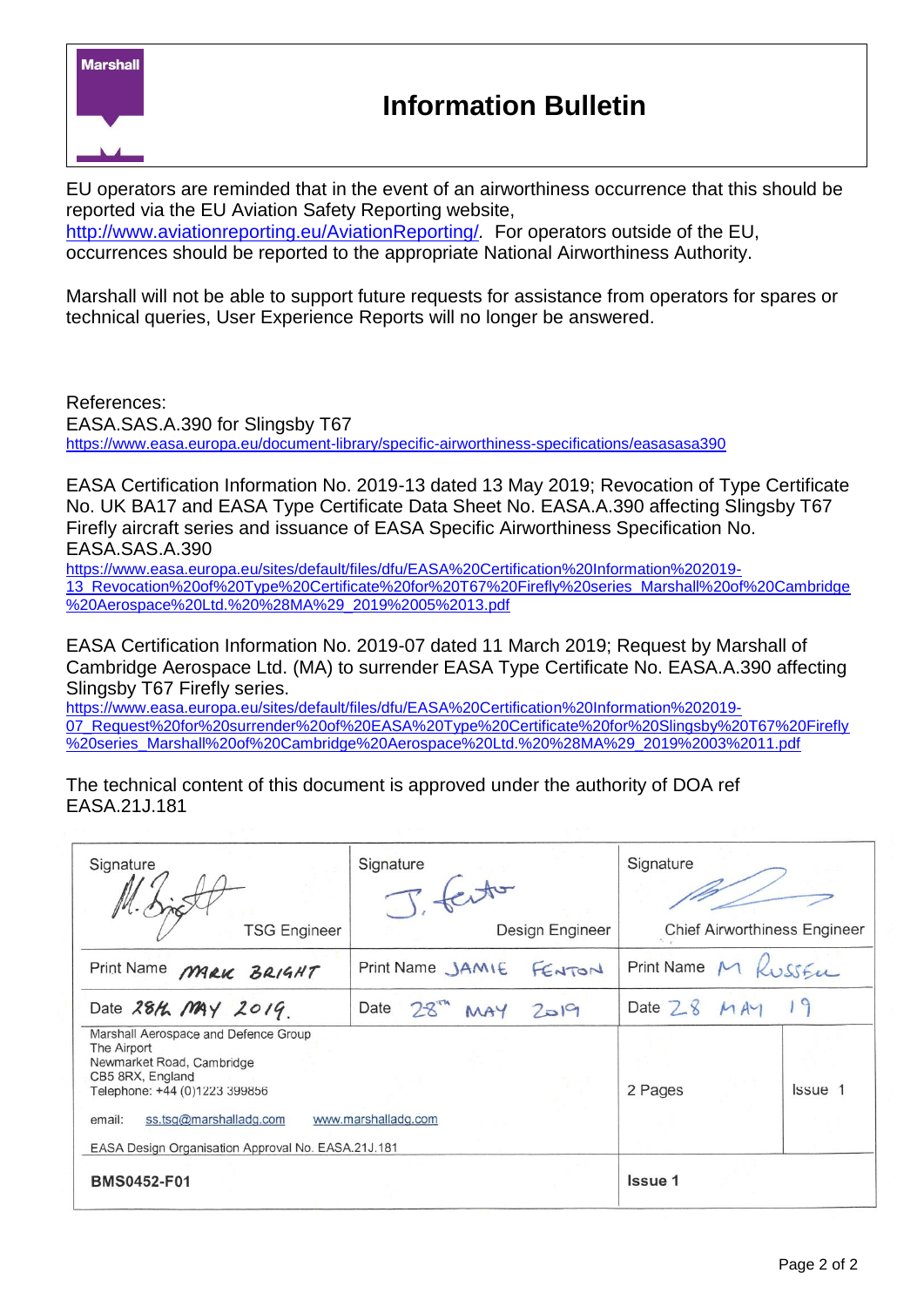# Information Bulletin

EU operators are reminded that in the event of an airworthiness occurrence that this should be reported via the EU Aviation Safety Reporting website, http://www.aviationreporting.eu/AviationReporting/. For operators outside of the EU, occurrences should be reported to the appropriate National Airworthiness Authority.

Marshall will not be able to support future requests for assistance from operators for spares or technical queries, User Experience Reports will no longer be answered.

References:
EASA.SAS.A.390 for Slingsby T67
https://www.easa.europa.eu/document-library/specific-airworthiness-specifications/easasasa390

EASA Certification Information No. 2019-13 dated 13 May 2019; Revocation of Type Certificate No. UK BA17 and EASA Type Certificate Data Sheet No. EASA.A.390 affecting Slingsby T67 Firefly aircraft series and issuance of EASA Specific Airworthiness Specification No. EASA.SAS.A.390
https://www.easa.europa.eu/sites/default/files/dfu/EASA%20Certification%20Information%202019-13_Revocation%20of%20Type%20Certificate%20for%20T67%20Firefly%20series_Marshall%20of%20Cambridge%20Aerospace%20Ltd.%20%28MA%29_2019%2005%2013.pdf

EASA Certification Information No. 2019-07 dated 11 March 2019; Request by Marshall of Cambridge Aerospace Ltd. (MA) to surrender EASA Type Certificate No. EASA.A.390 affecting Slingsby T67 Firefly series.
https://www.easa.europa.eu/sites/default/files/dfu/EASA%20Certification%20Information%202019-07_Request%20for%20surrender%20of%20EASA%20Type%20Certificate%20for%20Slingsby%20T67%20Firefly%20series_Marshall%20of%20Cambridge%20Aerospace%20Ltd.%20%28MA%29_2019%2003%2011.pdf

The technical content of this document is approved under the authority of DOA ref EASA.21J.181

| | | |
|---|---|---|
| Signature [signed] TSG Engineer | Signature [signed] Design Engineer | Signature [signed] Chief Airworthiness Engineer |
| Print Name MARK BRIGHT | Print Name JAMIE FENTON | Print Name M RUSSELL |
| Date 28th MAY 2019. | Date 28TH MAY 2019 | Date 28 MAY 19 |

| | | |
|---|---|---|
| Marshall Aerospace and Defence Group<br>The Airport<br>Newmarket Road, Cambridge<br>CB5 8RX, England<br>Telephone: +44 (0)1223 399856<br>email: ss.tsg@marshalladg.com www.marshalladg.com<br>EASA Design Organisation Approval No. EASA.21J.181 | 2 Pages | Issue 1 |
| **BMS0452-F01** | **Issue 1** | |